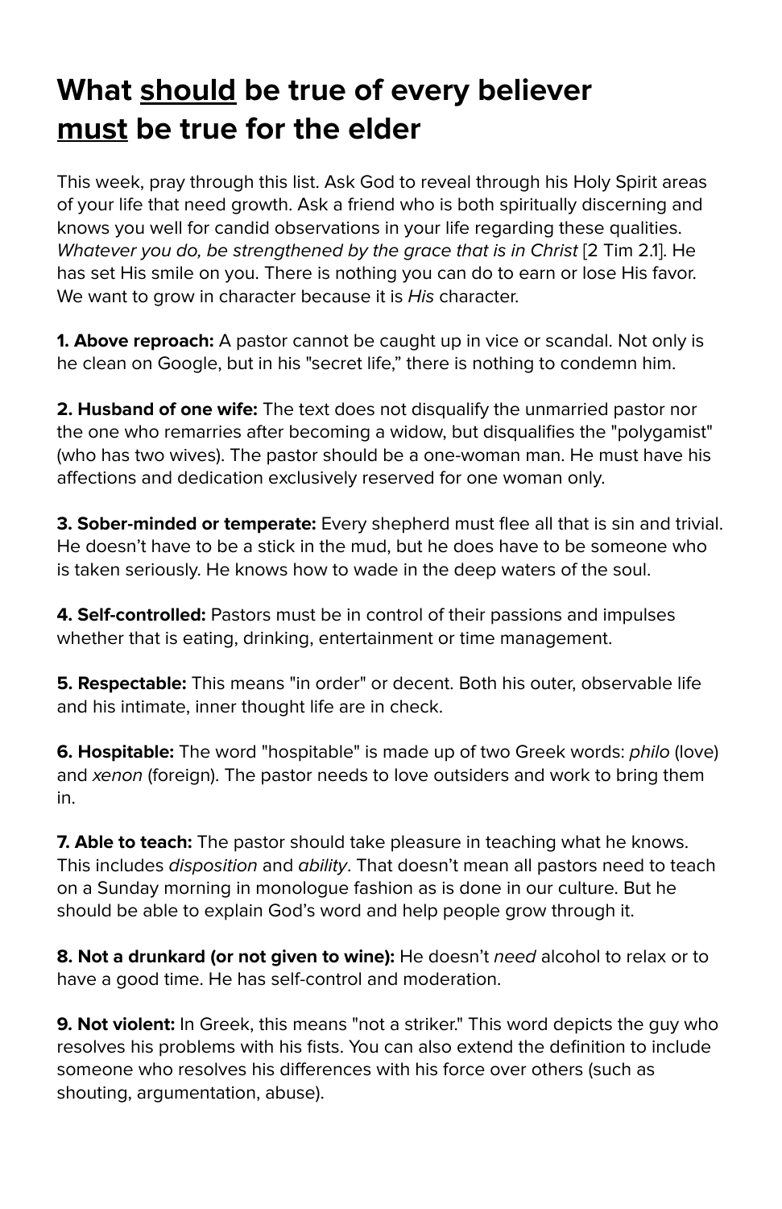# What <u>should</u> be true of every believer <u>must</u> be true for the elder

This week, pray through this list. Ask God to reveal through his Holy Spirit areas of your life that need growth. Ask a friend who is both spiritually discerning and knows you well for candid observations in your life regarding these qualities. *Whatever you do, be strengthened by the grace that is in Christ* [2 Tim 2.1]. He has set His smile on you. There is nothing you can do to earn or lose His favor. We want to grow in character because it is *His* character.

**1. Above reproach:** A pastor cannot be caught up in vice or scandal. Not only is he clean on Google, but in his "secret life," there is nothing to condemn him.

**2. Husband of one wife:** The text does not disqualify the unmarried pastor nor the one who remarries after becoming a widow, but disqualifies the "polygamist" (who has two wives). The pastor should be a one-woman man. He must have his affections and dedication exclusively reserved for one woman only.

**3. Sober-minded or temperate:** Every shepherd must flee all that is sin and trivial. He doesn't have to be a stick in the mud, but he does have to be someone who is taken seriously. He knows how to wade in the deep waters of the soul.

**4. Self-controlled:** Pastors must be in control of their passions and impulses whether that is eating, drinking, entertainment or time management.

**5. Respectable:** This means "in order" or decent. Both his outer, observable life and his intimate, inner thought life are in check.

**6. Hospitable:** The word "hospitable" is made up of two Greek words: *philo* (love) and *xenon* (foreign). The pastor needs to love outsiders and work to bring them in.

**7. Able to teach:** The pastor should take pleasure in teaching what he knows. This includes *disposition* and *ability*. That doesn't mean all pastors need to teach on a Sunday morning in monologue fashion as is done in our culture. But he should be able to explain God's word and help people grow through it.

**8. Not a drunkard (or not given to wine):** He doesn't *need* alcohol to relax or to have a good time. He has self-control and moderation.

**9. Not violent:** In Greek, this means "not a striker." This word depicts the guy who resolves his problems with his fists. You can also extend the definition to include someone who resolves his differences with his force over others (such as shouting, argumentation, abuse).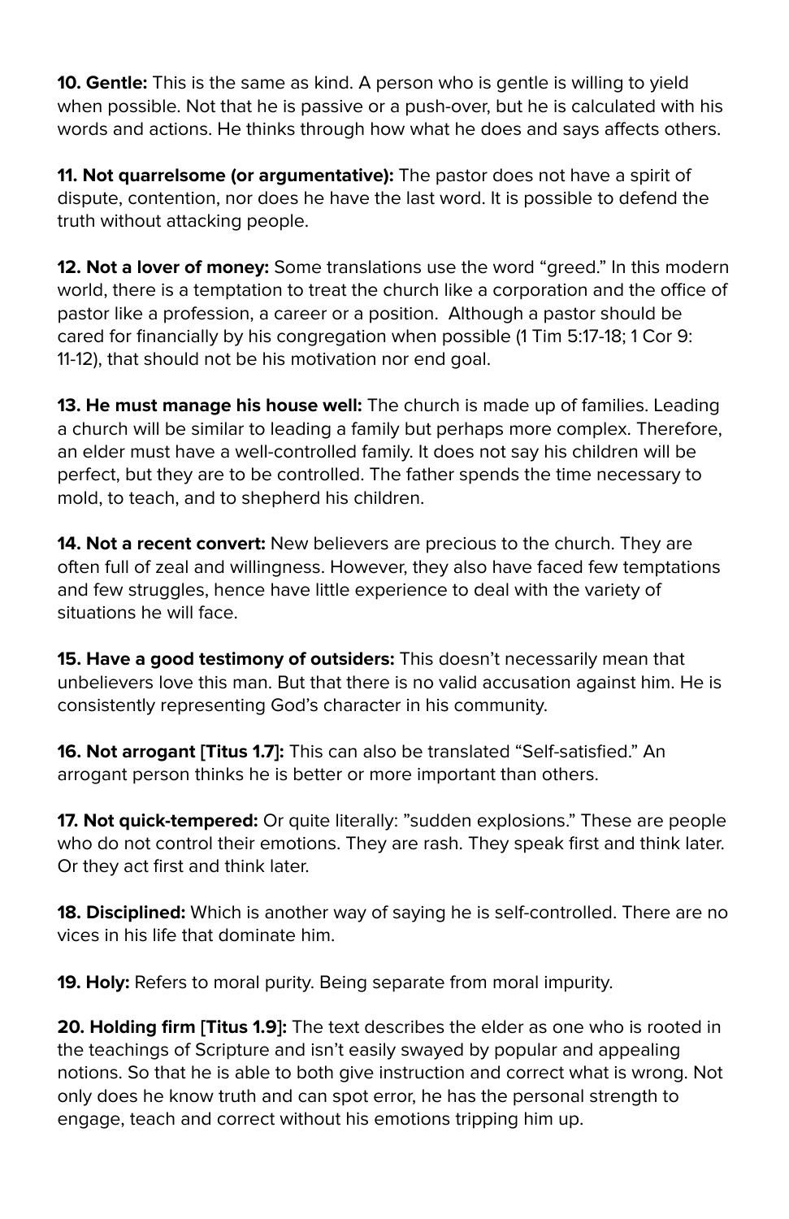**10. Gentle:** This is the same as kind. A person who is gentle is willing to yield when possible. Not that he is passive or a push-over, but he is calculated with his words and actions. He thinks through how what he does and says affects others.

**11. Not quarrelsome (or argumentative):** The pastor does not have a spirit of dispute, contention, nor does he have the last word. It is possible to defend the truth without attacking people.

**12. Not a lover of money:** Some translations use the word "greed." In this modern world, there is a temptation to treat the church like a corporation and the office of pastor like a profession, a career or a position. Although a pastor should be cared for financially by his congregation when possible (1 Tim 5:17-18; 1 Cor 9: 11-12), that should not be his motivation nor end goal.

**13. He must manage his house well:** The church is made up of families. Leading a church will be similar to leading a family but perhaps more complex. Therefore, an elder must have a well-controlled family. It does not say his children will be perfect, but they are to be controlled. The father spends the time necessary to mold, to teach, and to shepherd his children.

**14. Not a recent convert:** New believers are precious to the church. They are often full of zeal and willingness. However, they also have faced few temptations and few struggles, hence have little experience to deal with the variety of situations he will face.

**15. Have a good testimony of outsiders:** This doesn't necessarily mean that unbelievers love this man. But that there is no valid accusation against him. He is consistently representing God's character in his community.

**16. Not arrogant [Titus 1.7]:** This can also be translated "Self-satisfied." An arrogant person thinks he is better or more important than others.

**17. Not quick-tempered:** Or quite literally: "sudden explosions." These are people who do not control their emotions. They are rash. They speak first and think later. Or they act first and think later.

**18. Disciplined:** Which is another way of saying he is self-controlled. There are no vices in his life that dominate him.

**19. Holy:** Refers to moral purity. Being separate from moral impurity.

**20. Holding firm [Titus 1.9]:** The text describes the elder as one who is rooted in the teachings of Scripture and isn't easily swayed by popular and appealing notions. So that he is able to both give instruction and correct what is wrong. Not only does he know truth and can spot error, he has the personal strength to engage, teach and correct without his emotions tripping him up.